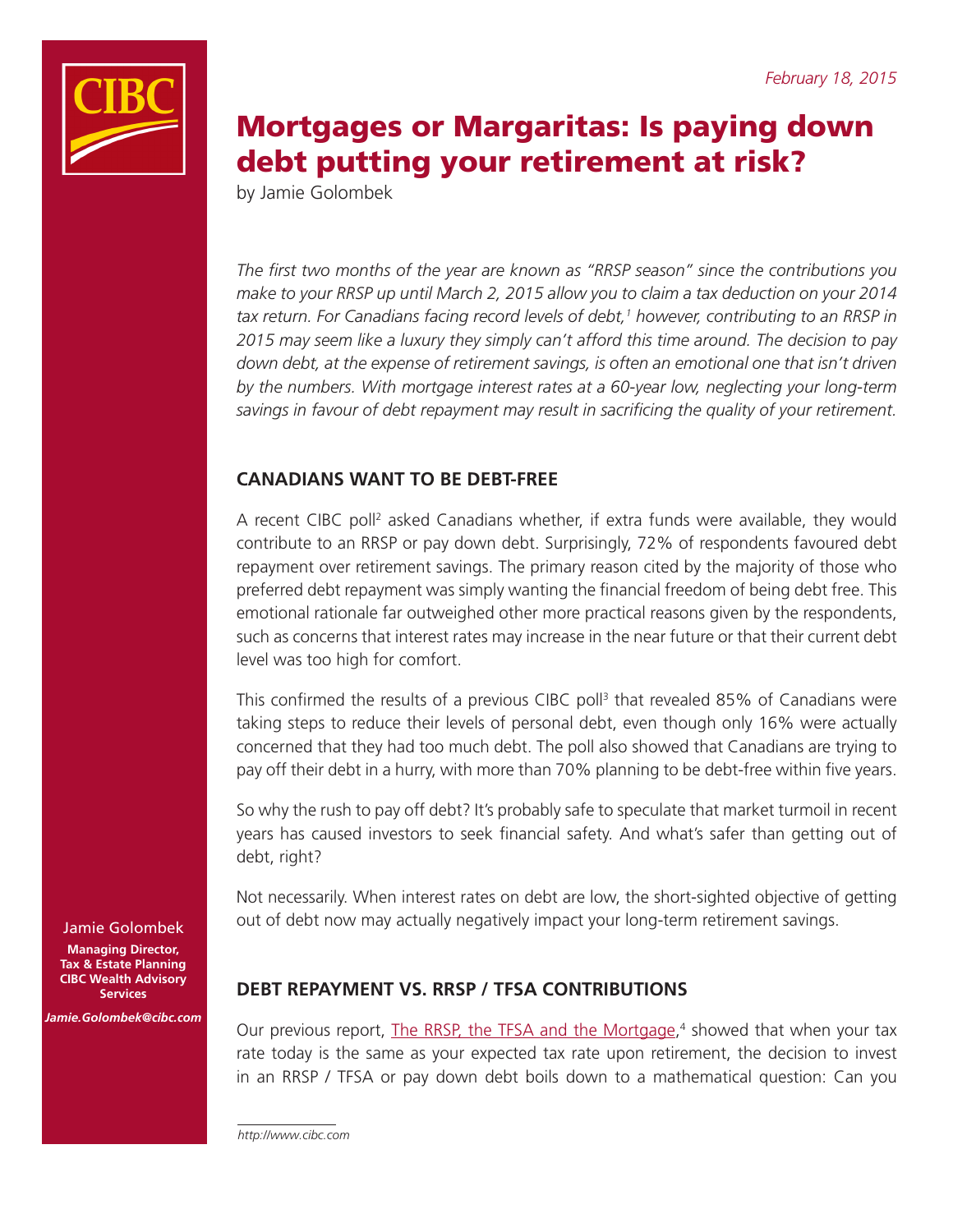February 18, 2015

# Mortgages or Margaritas: Is paying down debt putting your retirement at risk?

by Jamie Golombek

*The first two months of the year are known as "RRSP season" since the contributions you make to your RRSP up until March 2, 2015 allow you to claim a tax deduction on your 2014 tax return. For Canadians facing record levels of debt,[1] however, contributing to an RRSP in 2015 may seem like a luxury they simply can't afford this time around. The decision to pay down debt, at the expense of retirement savings, is often an emotional one that isn't driven by the numbers. With mortgage interest rates at a 60-year low, neglecting your long-term savings in favour of debt repayment may result in sacrificing the quality of your retirement.*

## CANADIANS WANT TO BE DEBT-FREE

A recent CIBC poll[2] asked Canadians whether, if extra funds were available, they would contribute to an RRSP or pay down debt. Surprisingly, 72% of respondents favoured debt repayment over retirement savings. The primary reason cited by the majority of those who preferred debt repayment was simply wanting the financial freedom of being debt free. This emotional rationale far outweighed other more practical reasons given by the respondents, such as concerns that interest rates may increase in the near future or that their current debt level was too high for comfort.

This confirmed the results of a previous CIBC poll[3] that revealed 85% of Canadians were taking steps to reduce their levels of personal debt, even though only 16% were actually concerned that they had too much debt. The poll also showed that Canadians are trying to pay off their debt in a hurry, with more than 70% planning to be debt-free within five years.

So why the rush to pay off debt? It's probably safe to speculate that market turmoil in recent years has caused investors to seek financial safety. And what's safer than getting out of debt, right?

Not necessarily. When interest rates on debt are low, the short-sighted objective of getting out of debt now may actually negatively impact your long-term retirement savings.

Jamie Golombek

**Managing Director, Tax & Estate Planning CIBC Wealth Advisory Services**

***Jamie.Golombek@cibc.com***

## DEBT REPAYMENT VS. RRSP / TFSA CONTRIBUTIONS

Our previous report, The RRSP, the TFSA and the Mortgage,[4] showed that when your tax rate today is the same as your expected tax rate upon retirement, the decision to invest in an RRSP / TFSA or pay down debt boils down to a mathematical question: Can you

*http://www.cibc.com*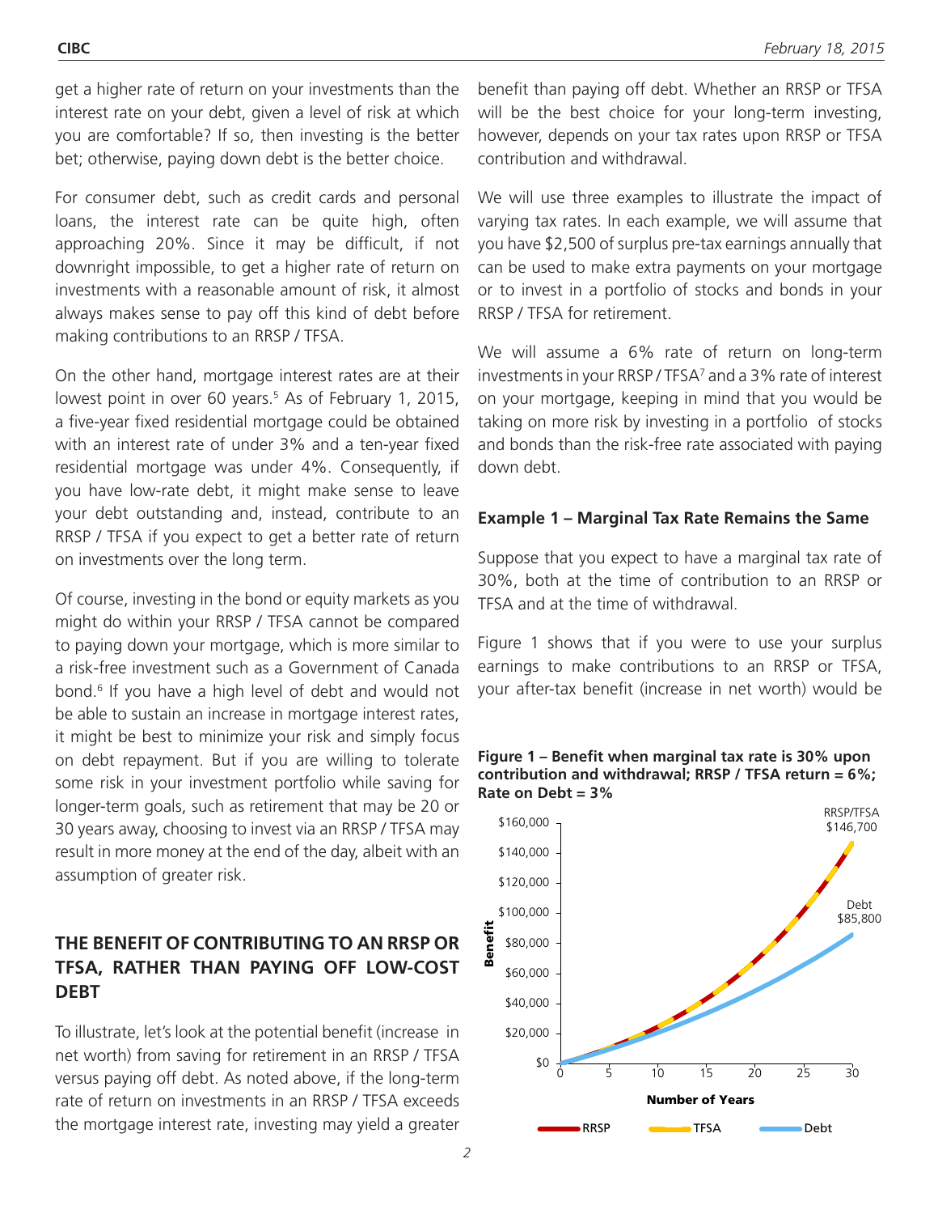get a higher rate of return on your investments than the interest rate on your debt, given a level of risk at which you are comfortable? If so, then investing is the better bet; otherwise, paying down debt is the better choice.

For consumer debt, such as credit cards and personal loans, the interest rate can be quite high, often approaching 20%. Since it may be difficult, if not downright impossible, to get a higher rate of return on investments with a reasonable amount of risk, it almost always makes sense to pay off this kind of debt before making contributions to an RRSP / TFSA.

On the other hand, mortgage interest rates are at their lowest point in over 60 years.[5] As of February 1, 2015, a five-year fixed residential mortgage could be obtained with an interest rate of under 3% and a ten-year fixed residential mortgage was under 4%. Consequently, if you have low-rate debt, it might make sense to leave your debt outstanding and, instead, contribute to an RRSP / TFSA if you expect to get a better rate of return on investments over the long term.

Of course, investing in the bond or equity markets as you might do within your RRSP / TFSA cannot be compared to paying down your mortgage, which is more similar to a risk-free investment such as a Government of Canada bond.[6] If you have a high level of debt and would not be able to sustain an increase in mortgage interest rates, it might be best to minimize your risk and simply focus on debt repayment. But if you are willing to tolerate some risk in your investment portfolio while saving for longer-term goals, such as retirement that may be 20 or 30 years away, choosing to invest via an RRSP / TFSA may result in more money at the end of the day, albeit with an assumption of greater risk.

## THE BENEFIT OF CONTRIBUTING TO AN RRSP OR TFSA, RATHER THAN PAYING OFF LOW-COST DEBT

To illustrate, let's look at the potential benefit (increase in net worth) from saving for retirement in an RRSP / TFSA versus paying off debt. As noted above, if the long-term rate of return on investments in an RRSP / TFSA exceeds the mortgage interest rate, investing may yield a greater benefit than paying off debt. Whether an RRSP or TFSA will be the best choice for your long-term investing, however, depends on your tax rates upon RRSP or TFSA contribution and withdrawal.

We will use three examples to illustrate the impact of varying tax rates. In each example, we will assume that you have $2,500 of surplus pre-tax earnings annually that can be used to make extra payments on your mortgage or to invest in a portfolio of stocks and bonds in your RRSP / TFSA for retirement.

We will assume a 6% rate of return on long-term investments in your RRSP / TFSA[7] and a 3% rate of interest on your mortgage, keeping in mind that you would be taking on more risk by investing in a portfolio of stocks and bonds than the risk-free rate associated with paying down debt.

### Example 1 – Marginal Tax Rate Remains the Same

Suppose that you expect to have a marginal tax rate of 30%, both at the time of contribution to an RRSP or TFSA and at the time of withdrawal.

Figure 1 shows that if you were to use your surplus earnings to make contributions to an RRSP or TFSA, your after-tax benefit (increase in net worth) would be

**Figure 1 – Benefit when marginal tax rate is 30% upon contribution and withdrawal; RRSP / TFSA return = 6%; Rate on Debt = 3%**

(Chart: Benefit vs. Number of Years, 0–30. RRSP/TFSA $146,700; Debt $85,800. Legend: RRSP, TFSA, Debt)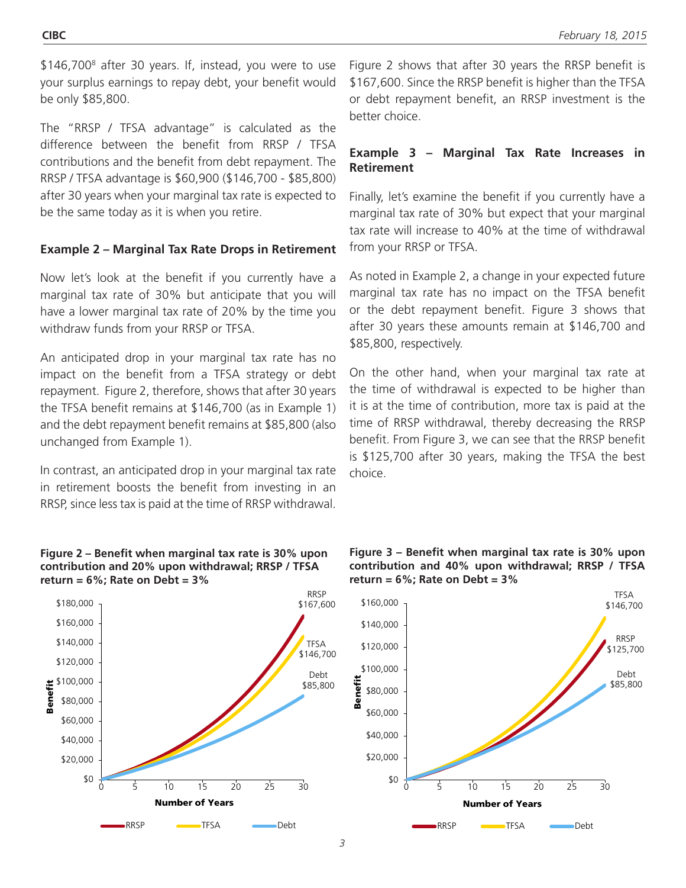$146,700[8] after 30 years. If, instead, you were to use your surplus earnings to repay debt, your benefit would be only $85,800.

The "RRSP / TFSA advantage" is calculated as the difference between the benefit from RRSP / TFSA contributions and the benefit from debt repayment. The RRSP / TFSA advantage is $60,900 ($146,700 - $85,800) after 30 years when your marginal tax rate is expected to be the same today as it is when you retire.

### Example 2 – Marginal Tax Rate Drops in Retirement

Now let's look at the benefit if you currently have a marginal tax rate of 30% but anticipate that you will have a lower marginal tax rate of 20% by the time you withdraw funds from your RRSP or TFSA.

An anticipated drop in your marginal tax rate has no impact on the benefit from a TFSA strategy or debt repayment. Figure 2, therefore, shows that after 30 years the TFSA benefit remains at $146,700 (as in Example 1) and the debt repayment benefit remains at $85,800 (also unchanged from Example 1).

In contrast, an anticipated drop in your marginal tax rate in retirement boosts the benefit from investing in an RRSP, since less tax is paid at the time of RRSP withdrawal.

Figure 2 shows that after 30 years the RRSP benefit is $167,600. Since the RRSP benefit is higher than the TFSA or debt repayment benefit, an RRSP investment is the better choice.

### Example 3 – Marginal Tax Rate Increases in Retirement

Finally, let's examine the benefit if you currently have a marginal tax rate of 30% but expect that your marginal tax rate will increase to 40% at the time of withdrawal from your RRSP or TFSA.

As noted in Example 2, a change in your expected future marginal tax rate has no impact on the TFSA benefit or the debt repayment benefit. Figure 3 shows that after 30 years these amounts remain at $146,700 and $85,800, respectively.

On the other hand, when your marginal tax rate at the time of withdrawal is expected to be higher than it is at the time of contribution, more tax is paid at the time of RRSP withdrawal, thereby decreasing the RRSP benefit. From Figure 3, we can see that the RRSP benefit is $125,700 after 30 years, making the TFSA the best choice.

**Figure 2 – Benefit when marginal tax rate is 30% upon contribution and 20% upon withdrawal; RRSP / TFSA return = 6%; Rate on Debt = 3%**

**Figure 3 – Benefit when marginal tax rate is 30% upon contribution and 40% upon withdrawal; RRSP / TFSA return = 6%; Rate on Debt = 3%**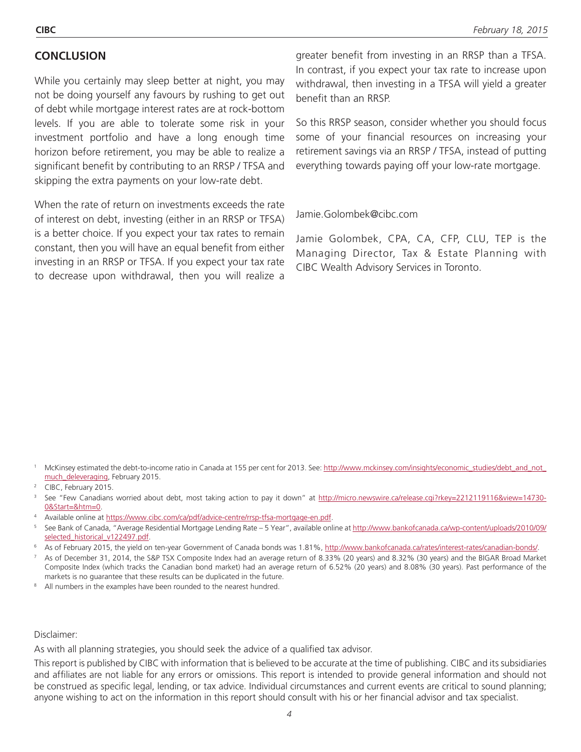## CONCLUSION

While you certainly may sleep better at night, you may not be doing yourself any favours by rushing to get out of debt while mortgage interest rates are at rock-bottom levels. If you are able to tolerate some risk in your investment portfolio and have a long enough time horizon before retirement, you may be able to realize a significant benefit by contributing to an RRSP / TFSA and skipping the extra payments on your low-rate debt.

When the rate of return on investments exceeds the rate of interest on debt, investing (either in an RRSP or TFSA) is a better choice. If you expect your tax rates to remain constant, then you will have an equal benefit from either investing in an RRSP or TFSA. If you expect your tax rate to decrease upon withdrawal, then you will realize a greater benefit from investing in an RRSP than a TFSA. In contrast, if you expect your tax rate to increase upon withdrawal, then investing in a TFSA will yield a greater benefit than an RRSP.

So this RRSP season, consider whether you should focus some of your financial resources on increasing your retirement savings via an RRSP / TFSA, instead of putting everything towards paying off your low-rate mortgage.

Jamie.Golombek@cibc.com

Jamie Golombek, CPA, CA, CFP, CLU, TEP is the Managing Director, Tax & Estate Planning with CIBC Wealth Advisory Services in Toronto.

---

[1] McKinsey estimated the debt-to-income ratio in Canada at 155 per cent for 2013. See: http://www.mckinsey.com/insights/economic_studies/debt_and_not_much_deleveraging, February 2015.

[2] CIBC, February 2015.

[3] See "Few Canadians worried about debt, most taking action to pay it down" at http://micro.newswire.ca/release.cgi?rkey=2212119116&view=14730-0&Start=&htm=0.

[4] Available online at https://www.cibc.com/ca/pdf/advice-centre/rrsp-tfsa-mortgage-en.pdf.

[5] See Bank of Canada, "Average Residential Mortgage Lending Rate – 5 Year", available online at http://www.bankofcanada.ca/wp-content/uploads/2010/09/selected_historical_v122497.pdf.

[6] As of February 2015, the yield on ten-year Government of Canada bonds was 1.81%, http://www.bankofcanada.ca/rates/interest-rates/canadian-bonds/.

[7] As of December 31, 2014, the S&P TSX Composite Index had an average return of 8.33% (20 years) and 8.32% (30 years) and the BIGAR Broad Market Composite Index (which tracks the Canadian bond market) had an average return of 6.52% (20 years) and 8.08% (30 years). Past performance of the markets is no guarantee that these results can be duplicated in the future.

[8] All numbers in the examples have been rounded to the nearest hundred.

Disclaimer:

As with all planning strategies, you should seek the advice of a qualified tax advisor.

This report is published by CIBC with information that is believed to be accurate at the time of publishing. CIBC and its subsidiaries and affiliates are not liable for any errors or omissions. This report is intended to provide general information and should not be construed as specific legal, lending, or tax advice. Individual circumstances and current events are critical to sound planning; anyone wishing to act on the information in this report should consult with his or her financial advisor and tax specialist.